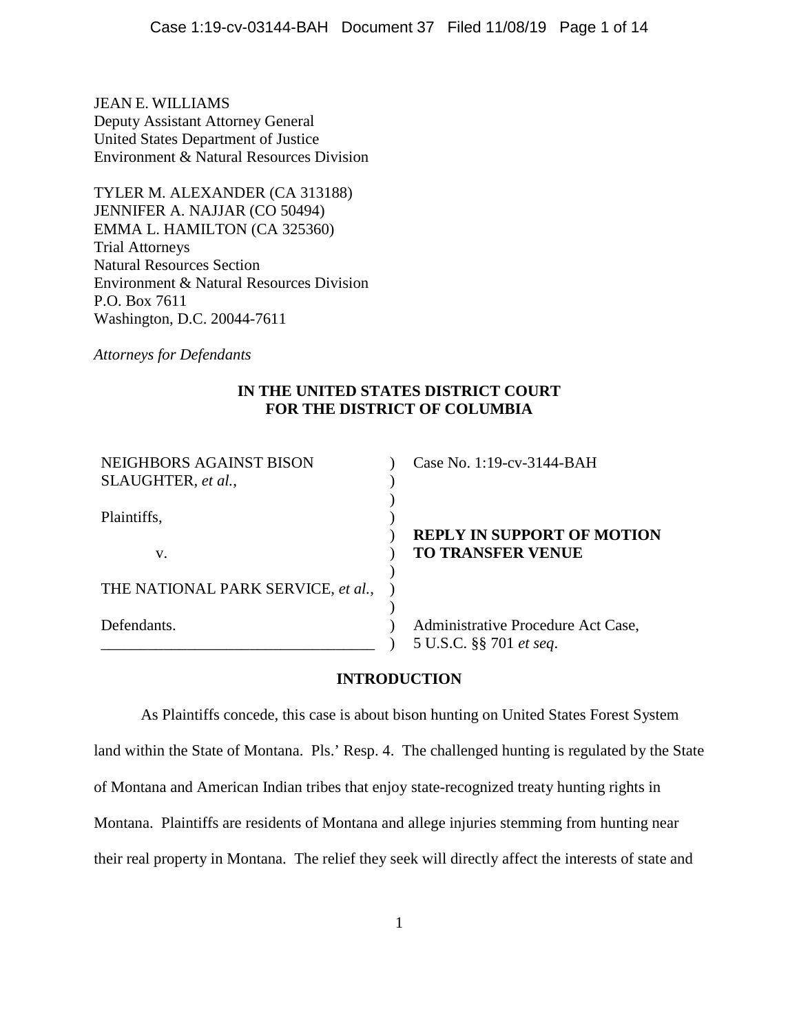JEAN E. WILLIAMS
Deputy Assistant Attorney General
United States Department of Justice
Environment & Natural Resources Division

TYLER M. ALEXANDER (CA 313188)
JENNIFER A. NAJJAR (CO 50494)
EMMA L. HAMILTON (CA 325360)
Trial Attorneys
Natural Resources Section
Environment & Natural Resources Division
P.O. Box 7611
Washington, D.C. 20044-7611

*Attorneys for Defendants*

**IN THE UNITED STATES DISTRICT COURT**
**FOR THE DISTRICT OF COLUMBIA**

| | | |
|---|---|---|
| NEIGHBORS AGAINST BISON SLAUGHTER, *et al.*, | ) | Case No. 1:19-cv-3144-BAH |
| | ) | |
| Plaintiffs, | ) | |
| | ) | **REPLY IN SUPPORT OF MOTION** |
| v. | ) | **TO TRANSFER VENUE** |
| | ) | |
| THE NATIONAL PARK SERVICE, *et al.*, | ) | |
| | ) | |
| Defendants. | ) | Administrative Procedure Act Case, |
| | ) | 5 U.S.C. §§ 701 *et seq*. |

## INTRODUCTION

As Plaintiffs concede, this case is about bison hunting on United States Forest System land within the State of Montana. Pls.' Resp. 4. The challenged hunting is regulated by the State of Montana and American Indian tribes that enjoy state-recognized treaty hunting rights in Montana. Plaintiffs are residents of Montana and allege injuries stemming from hunting near their real property in Montana. The relief they seek will directly affect the interests of state and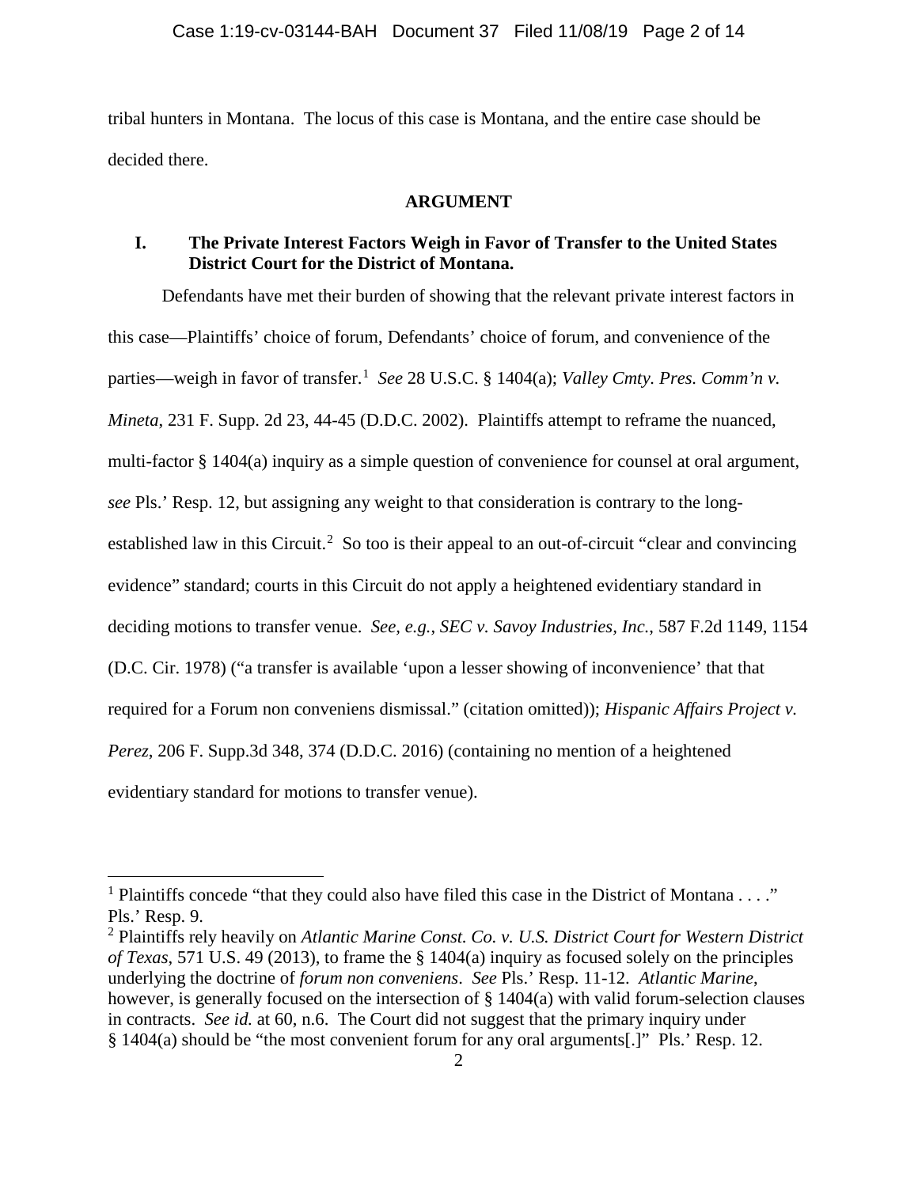tribal hunters in Montana. The locus of this case is Montana, and the entire case should be decided there.

## ARGUMENT

### I. The Private Interest Factors Weigh in Favor of Transfer to the United States District Court for the District of Montana.

Defendants have met their burden of showing that the relevant private interest factors in this case—Plaintiffs' choice of forum, Defendants' choice of forum, and convenience of the parties—weigh in favor of transfer.[1] *See* 28 U.S.C. § 1404(a); *Valley Cmty. Pres. Comm'n v. Mineta*, 231 F. Supp. 2d 23, 44-45 (D.D.C. 2002). Plaintiffs attempt to reframe the nuanced, multi-factor § 1404(a) inquiry as a simple question of convenience for counsel at oral argument, *see* Pls.' Resp. 12, but assigning any weight to that consideration is contrary to the long-established law in this Circuit.[2] So too is their appeal to an out-of-circuit "clear and convincing evidence" standard; courts in this Circuit do not apply a heightened evidentiary standard in deciding motions to transfer venue. *See, e.g.*, *SEC v. Savoy Industries, Inc.*, 587 F.2d 1149, 1154 (D.C. Cir. 1978) ("a transfer is available 'upon a lesser showing of inconvenience' that that required for a Forum non conveniens dismissal." (citation omitted)); *Hispanic Affairs Project v. Perez*, 206 F. Supp.3d 348, 374 (D.D.C. 2016) (containing no mention of a heightened evidentiary standard for motions to transfer venue).

---

[1] Plaintiffs concede "that they could also have filed this case in the District of Montana . . . ." Pls.' Resp. 9.

[2] Plaintiffs rely heavily on *Atlantic Marine Const. Co. v. U.S. District Court for Western District of Texas*, 571 U.S. 49 (2013), to frame the § 1404(a) inquiry as focused solely on the principles underlying the doctrine of *forum non conveniens*. *See* Pls.' Resp. 11-12. *Atlantic Marine*, however, is generally focused on the intersection of § 1404(a) with valid forum-selection clauses in contracts. *See id.* at 60, n.6. The Court did not suggest that the primary inquiry under § 1404(a) should be "the most convenient forum for any oral arguments[.]" Pls.' Resp. 12.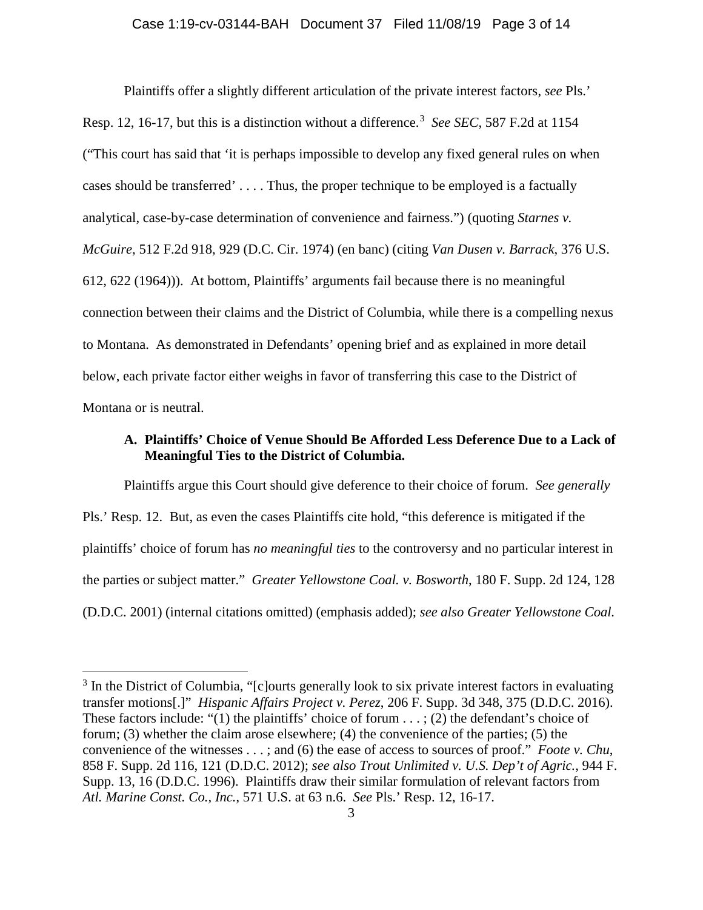Plaintiffs offer a slightly different articulation of the private interest factors, *see* Pls.' Resp. 12, 16-17, but this is a distinction without a difference.[3] *See SEC*, 587 F.2d at 1154 ("This court has said that 'it is perhaps impossible to develop any fixed general rules on when cases should be transferred' . . . . Thus, the proper technique to be employed is a factually analytical, case-by-case determination of convenience and fairness.") (quoting *Starnes v. McGuire*, 512 F.2d 918, 929 (D.C. Cir. 1974) (en banc) (citing *Van Dusen v. Barrack*, 376 U.S. 612, 622 (1964))). At bottom, Plaintiffs' arguments fail because there is no meaningful connection between their claims and the District of Columbia, while there is a compelling nexus to Montana. As demonstrated in Defendants' opening brief and as explained in more detail below, each private factor either weighs in favor of transferring this case to the District of Montana or is neutral.

**A. Plaintiffs' Choice of Venue Should Be Afforded Less Deference Due to a Lack of Meaningful Ties to the District of Columbia.**

Plaintiffs argue this Court should give deference to their choice of forum. *See generally* Pls.' Resp. 12. But, as even the cases Plaintiffs cite hold, "this deference is mitigated if the plaintiffs' choice of forum has *no meaningful ties* to the controversy and no particular interest in the parties or subject matter." *Greater Yellowstone Coal. v. Bosworth*, 180 F. Supp. 2d 124, 128 (D.D.C. 2001) (internal citations omitted) (emphasis added); *see also Greater Yellowstone Coal.*

---

[3] In the District of Columbia, "[c]ourts generally look to six private interest factors in evaluating transfer motions[.]" *Hispanic Affairs Project v. Perez*, 206 F. Supp. 3d 348, 375 (D.D.C. 2016). These factors include: "(1) the plaintiffs' choice of forum . . . ; (2) the defendant's choice of forum; (3) whether the claim arose elsewhere; (4) the convenience of the parties; (5) the convenience of the witnesses . . . ; and (6) the ease of access to sources of proof." *Foote v. Chu*, 858 F. Supp. 2d 116, 121 (D.D.C. 2012); *see also Trout Unlimited v. U.S. Dep't of Agric.*, 944 F. Supp. 13, 16 (D.D.C. 1996). Plaintiffs draw their similar formulation of relevant factors from *Atl. Marine Const. Co., Inc.*, 571 U.S. at 63 n.6. *See* Pls.' Resp. 12, 16-17.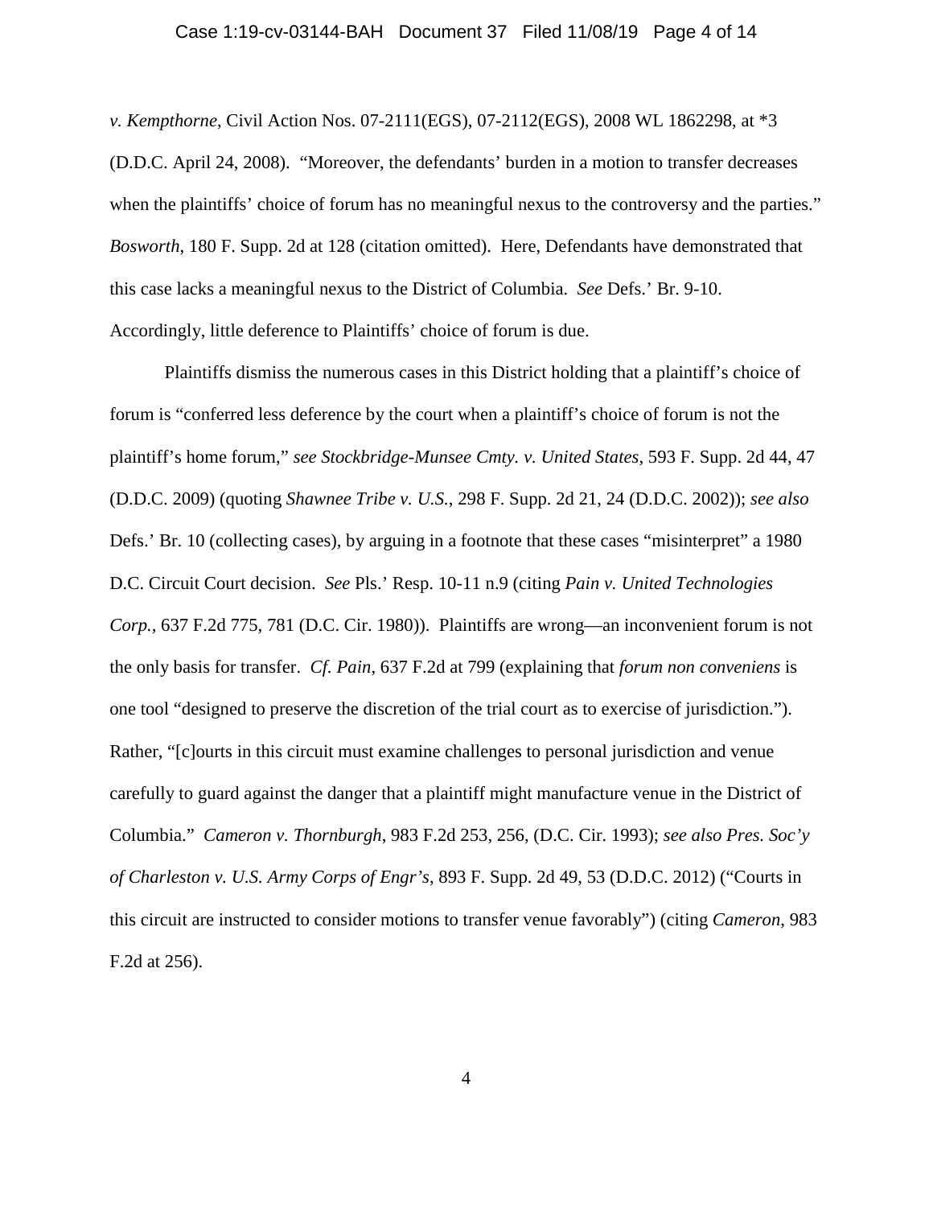*v. Kempthorne*, Civil Action Nos. 07-2111(EGS), 07-2112(EGS), 2008 WL 1862298, at *3 (D.D.C. April 24, 2008). "Moreover, the defendants' burden in a motion to transfer decreases when the plaintiffs' choice of forum has no meaningful nexus to the controversy and the parties." *Bosworth*, 180 F. Supp. 2d at 128 (citation omitted). Here, Defendants have demonstrated that this case lacks a meaningful nexus to the District of Columbia. *See* Defs.' Br. 9-10. Accordingly, little deference to Plaintiffs' choice of forum is due.

Plaintiffs dismiss the numerous cases in this District holding that a plaintiff's choice of forum is "conferred less deference by the court when a plaintiff's choice of forum is not the plaintiff's home forum," *see Stockbridge-Munsee Cmty. v. United States*, 593 F. Supp. 2d 44, 47 (D.D.C. 2009) (quoting *Shawnee Tribe v. U.S.*, 298 F. Supp. 2d 21, 24 (D.D.C. 2002)); *see also* Defs.' Br. 10 (collecting cases), by arguing in a footnote that these cases "misinterpret" a 1980 D.C. Circuit Court decision. *See* Pls.' Resp. 10-11 n.9 (citing *Pain v. United Technologies Corp.*, 637 F.2d 775, 781 (D.C. Cir. 1980)). Plaintiffs are wrong—an inconvenient forum is not the only basis for transfer. *Cf. Pain*, 637 F.2d at 799 (explaining that *forum non conveniens* is one tool "designed to preserve the discretion of the trial court as to exercise of jurisdiction."). Rather, "[c]ourts in this circuit must examine challenges to personal jurisdiction and venue carefully to guard against the danger that a plaintiff might manufacture venue in the District of Columbia." *Cameron v. Thornburgh*, 983 F.2d 253, 256, (D.C. Cir. 1993); *see also Pres. Soc'y of Charleston v. U.S. Army Corps of Engr's*, 893 F. Supp. 2d 49, 53 (D.D.C. 2012) ("Courts in this circuit are instructed to consider motions to transfer venue favorably") (citing *Cameron*, 983 F.2d at 256).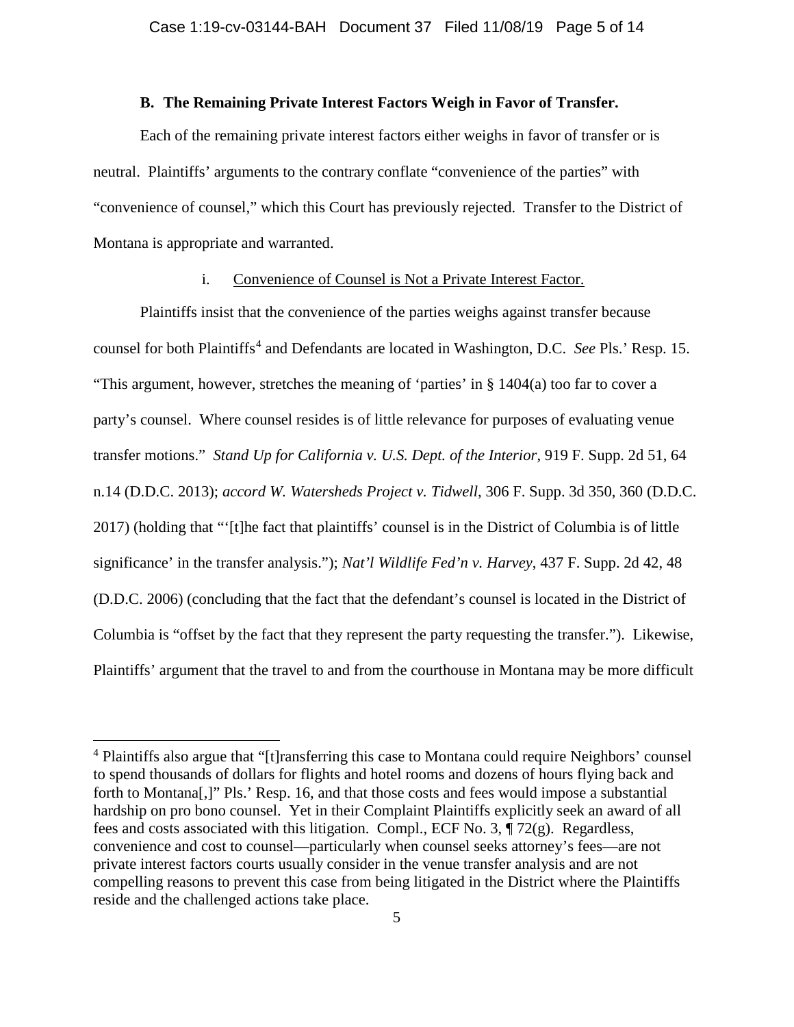### B. The Remaining Private Interest Factors Weigh in Favor of Transfer.

Each of the remaining private interest factors either weighs in favor of transfer or is neutral. Plaintiffs' arguments to the contrary conflate "convenience of the parties" with "convenience of counsel," which this Court has previously rejected. Transfer to the District of Montana is appropriate and warranted.

i. Convenience of Counsel is Not a Private Interest Factor.

Plaintiffs insist that the convenience of the parties weighs against transfer because counsel for both Plaintiffs[4] and Defendants are located in Washington, D.C. *See* Pls.' Resp. 15. "This argument, however, stretches the meaning of 'parties' in § 1404(a) too far to cover a party's counsel. Where counsel resides is of little relevance for purposes of evaluating venue transfer motions." *Stand Up for California v. U.S. Dept. of the Interior*, 919 F. Supp. 2d 51, 64 n.14 (D.D.C. 2013); *accord W. Watersheds Project v. Tidwell*, 306 F. Supp. 3d 350, 360 (D.D.C. 2017) (holding that "'[t]he fact that plaintiffs' counsel is in the District of Columbia is of little significance' in the transfer analysis."); *Nat'l Wildlife Fed'n v. Harvey*, 437 F. Supp. 2d 42, 48 (D.D.C. 2006) (concluding that the fact that the defendant's counsel is located in the District of Columbia is "offset by the fact that they represent the party requesting the transfer."). Likewise, Plaintiffs' argument that the travel to and from the courthouse in Montana may be more difficult

[4] Plaintiffs also argue that "[t]ransferring this case to Montana could require Neighbors' counsel to spend thousands of dollars for flights and hotel rooms and dozens of hours flying back and forth to Montana[,]" Pls.' Resp. 16, and that those costs and fees would impose a substantial hardship on pro bono counsel. Yet in their Complaint Plaintiffs explicitly seek an award of all fees and costs associated with this litigation. Compl., ECF No. 3, ¶ 72(g). Regardless, convenience and cost to counsel—particularly when counsel seeks attorney's fees—are not private interest factors courts usually consider in the venue transfer analysis and are not compelling reasons to prevent this case from being litigated in the District where the Plaintiffs reside and the challenged actions take place.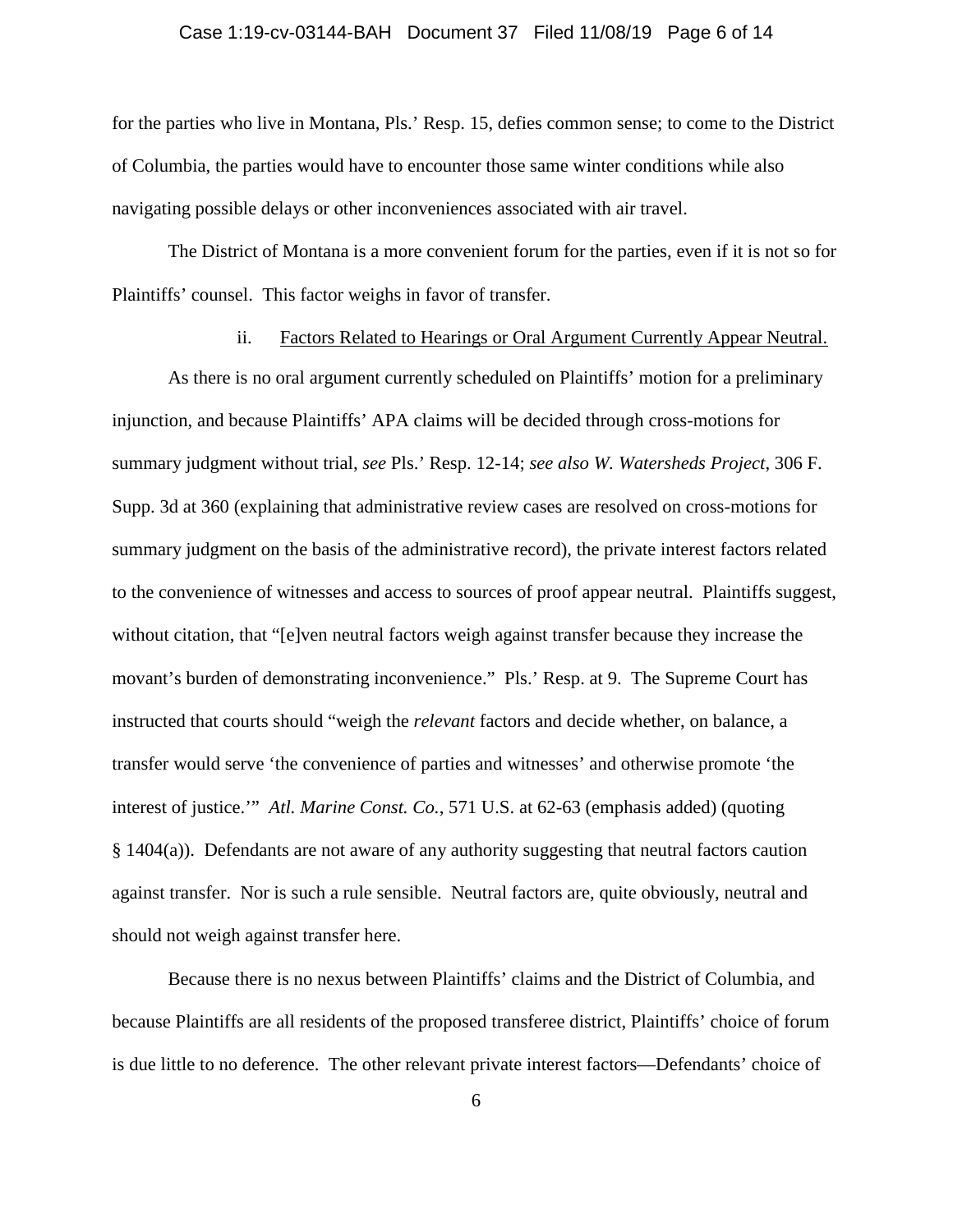for the parties who live in Montana, Pls.' Resp. 15, defies common sense; to come to the District of Columbia, the parties would have to encounter those same winter conditions while also navigating possible delays or other inconveniences associated with air travel.

The District of Montana is a more convenient forum for the parties, even if it is not so for Plaintiffs' counsel. This factor weighs in favor of transfer.

ii. <u>Factors Related to Hearings or Oral Argument Currently Appear Neutral.</u>

As there is no oral argument currently scheduled on Plaintiffs' motion for a preliminary injunction, and because Plaintiffs' APA claims will be decided through cross-motions for summary judgment without trial, *see* Pls.' Resp. 12-14; *see also W. Watersheds Project*, 306 F. Supp. 3d at 360 (explaining that administrative review cases are resolved on cross-motions for summary judgment on the basis of the administrative record), the private interest factors related to the convenience of witnesses and access to sources of proof appear neutral. Plaintiffs suggest, without citation, that "[e]ven neutral factors weigh against transfer because they increase the movant's burden of demonstrating inconvenience." Pls.' Resp. at 9. The Supreme Court has instructed that courts should "weigh the *relevant* factors and decide whether, on balance, a transfer would serve 'the convenience of parties and witnesses' and otherwise promote 'the interest of justice.'" *Atl. Marine Const. Co.*, 571 U.S. at 62-63 (emphasis added) (quoting § 1404(a)). Defendants are not aware of any authority suggesting that neutral factors caution against transfer. Nor is such a rule sensible. Neutral factors are, quite obviously, neutral and should not weigh against transfer here.

Because there is no nexus between Plaintiffs' claims and the District of Columbia, and because Plaintiffs are all residents of the proposed transferee district, Plaintiffs' choice of forum is due little to no deference. The other relevant private interest factors—Defendants' choice of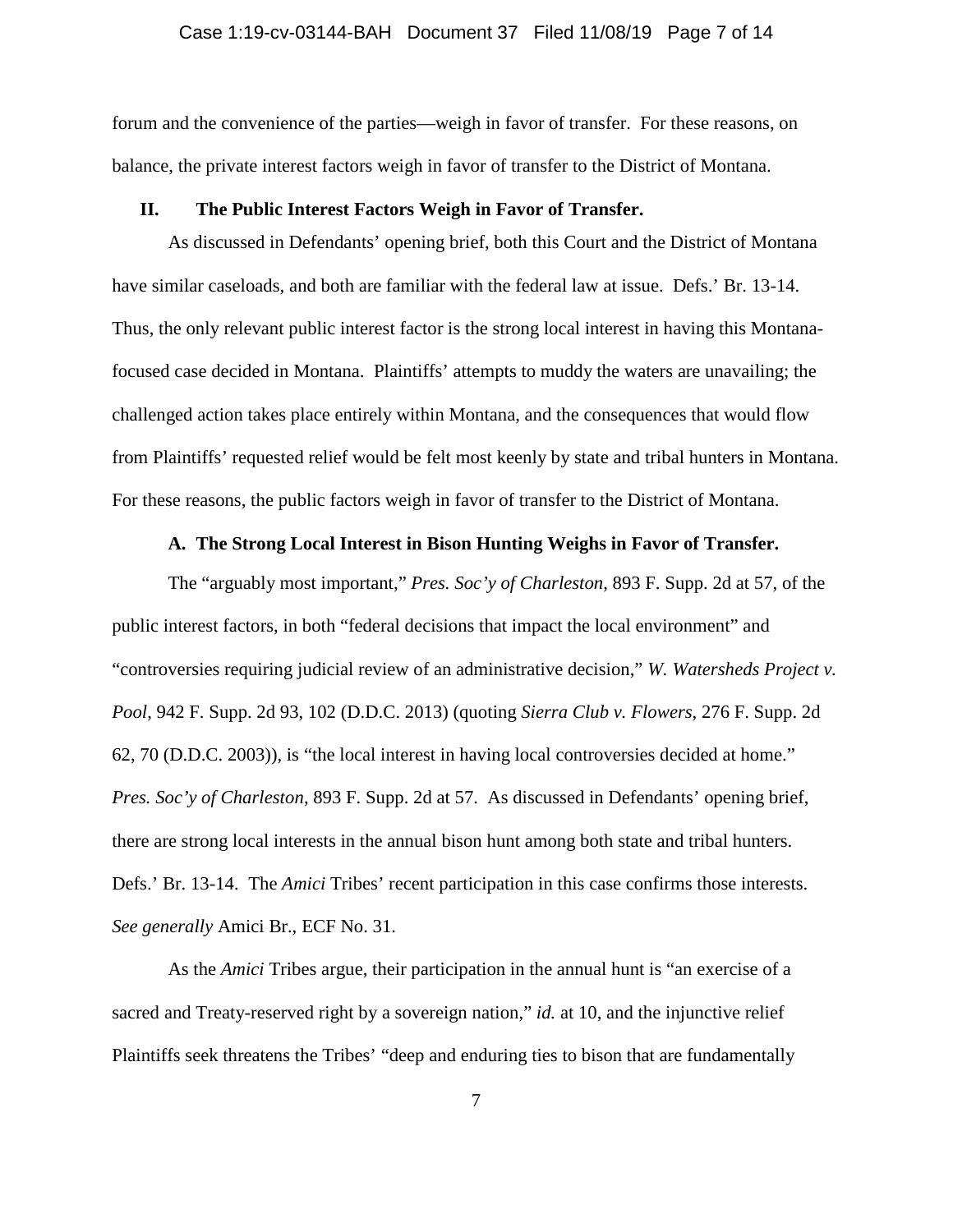forum and the convenience of the parties—weigh in favor of transfer. For these reasons, on balance, the private interest factors weigh in favor of transfer to the District of Montana.

## II. The Public Interest Factors Weigh in Favor of Transfer.

As discussed in Defendants' opening brief, both this Court and the District of Montana have similar caseloads, and both are familiar with the federal law at issue. Defs.' Br. 13-14. Thus, the only relevant public interest factor is the strong local interest in having this Montana-focused case decided in Montana. Plaintiffs' attempts to muddy the waters are unavailing; the challenged action takes place entirely within Montana, and the consequences that would flow from Plaintiffs' requested relief would be felt most keenly by state and tribal hunters in Montana. For these reasons, the public factors weigh in favor of transfer to the District of Montana.

### A. The Strong Local Interest in Bison Hunting Weighs in Favor of Transfer.

The "arguably most important," *Pres. Soc'y of Charleston*, 893 F. Supp. 2d at 57, of the public interest factors, in both "federal decisions that impact the local environment" and "controversies requiring judicial review of an administrative decision," *W. Watersheds Project v. Pool*, 942 F. Supp. 2d 93, 102 (D.D.C. 2013) (quoting *Sierra Club v. Flowers*, 276 F. Supp. 2d 62, 70 (D.D.C. 2003)), is "the local interest in having local controversies decided at home." *Pres. Soc'y of Charleston*, 893 F. Supp. 2d at 57. As discussed in Defendants' opening brief, there are strong local interests in the annual bison hunt among both state and tribal hunters. Defs.' Br. 13-14. The *Amici* Tribes' recent participation in this case confirms those interests. *See generally* Amici Br., ECF No. 31.

As the *Amici* Tribes argue, their participation in the annual hunt is "an exercise of a sacred and Treaty-reserved right by a sovereign nation," *id.* at 10, and the injunctive relief Plaintiffs seek threatens the Tribes' "deep and enduring ties to bison that are fundamentally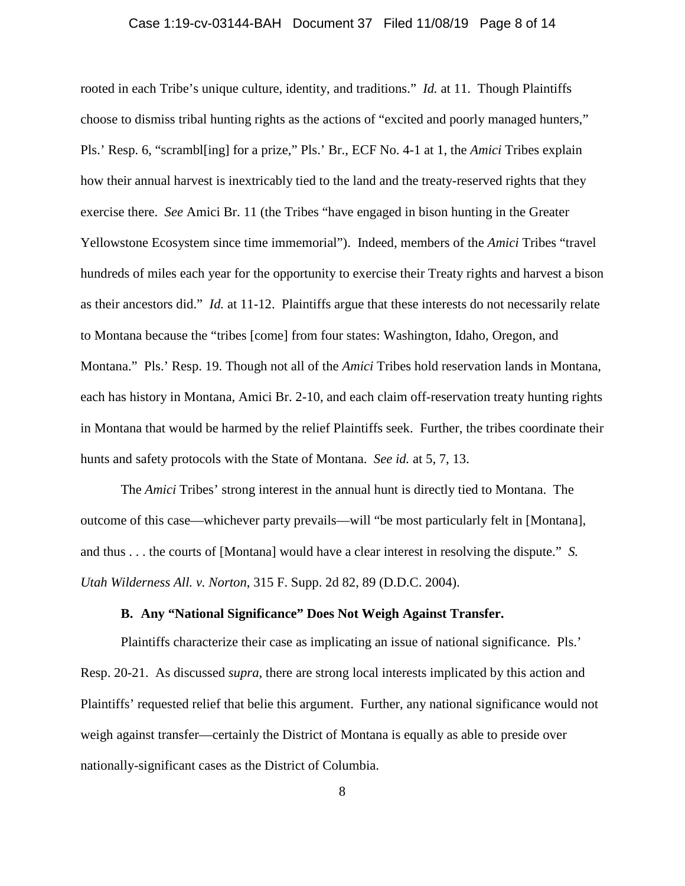rooted in each Tribe's unique culture, identity, and traditions." *Id.* at 11. Though Plaintiffs choose to dismiss tribal hunting rights as the actions of "excited and poorly managed hunters," Pls.' Resp. 6, "scrambl[ing] for a prize," Pls.' Br., ECF No. 4-1 at 1, the *Amici* Tribes explain how their annual harvest is inextricably tied to the land and the treaty-reserved rights that they exercise there. *See* Amici Br. 11 (the Tribes "have engaged in bison hunting in the Greater Yellowstone Ecosystem since time immemorial"). Indeed, members of the *Amici* Tribes "travel hundreds of miles each year for the opportunity to exercise their Treaty rights and harvest a bison as their ancestors did." *Id.* at 11-12. Plaintiffs argue that these interests do not necessarily relate to Montana because the "tribes [come] from four states: Washington, Idaho, Oregon, and Montana." Pls.' Resp. 19. Though not all of the *Amici* Tribes hold reservation lands in Montana, each has history in Montana, Amici Br. 2-10, and each claim off-reservation treaty hunting rights in Montana that would be harmed by the relief Plaintiffs seek. Further, the tribes coordinate their hunts and safety protocols with the State of Montana. *See id.* at 5, 7, 13.

The *Amici* Tribes' strong interest in the annual hunt is directly tied to Montana. The outcome of this case—whichever party prevails—will "be most particularly felt in [Montana], and thus . . . the courts of [Montana] would have a clear interest in resolving the dispute." *S. Utah Wilderness All. v. Norton*, 315 F. Supp. 2d 82, 89 (D.D.C. 2004).

**B. Any "National Significance" Does Not Weigh Against Transfer.**

Plaintiffs characterize their case as implicating an issue of national significance. Pls.' Resp. 20-21. As discussed *supra*, there are strong local interests implicated by this action and Plaintiffs' requested relief that belie this argument. Further, any national significance would not weigh against transfer—certainly the District of Montana is equally as able to preside over nationally-significant cases as the District of Columbia.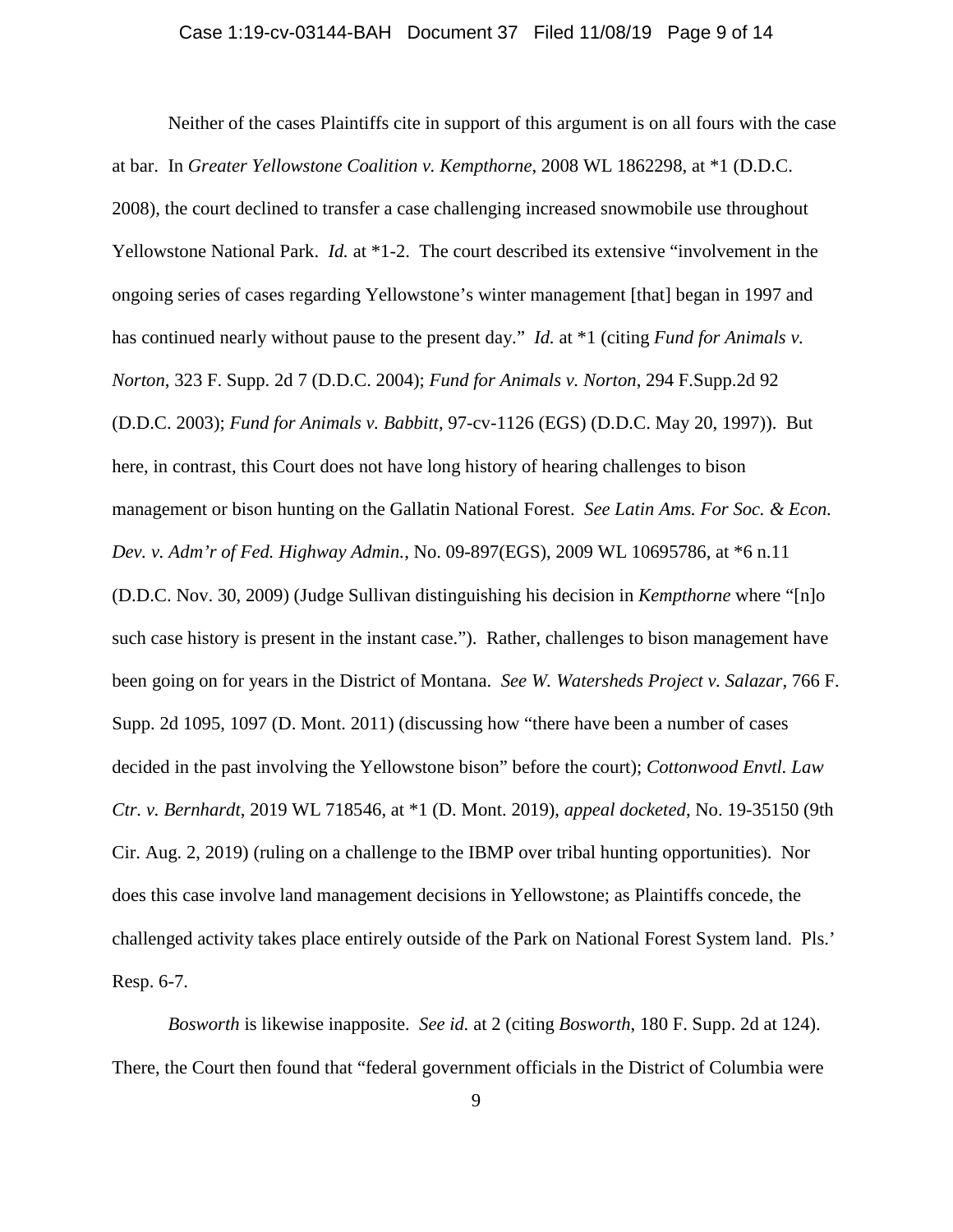Neither of the cases Plaintiffs cite in support of this argument is on all fours with the case at bar. In *Greater Yellowstone Coalition v. Kempthorne*, 2008 WL 1862298, at *1 (D.D.C. 2008), the court declined to transfer a case challenging increased snowmobile use throughout Yellowstone National Park. *Id.* at *1-2. The court described its extensive "involvement in the ongoing series of cases regarding Yellowstone's winter management [that] began in 1997 and has continued nearly without pause to the present day." *Id.* at *1 (citing *Fund for Animals v. Norton*, 323 F. Supp. 2d 7 (D.D.C. 2004); *Fund for Animals v. Norton*, 294 F.Supp.2d 92 (D.D.C. 2003); *Fund for Animals v. Babbitt*, 97-cv-1126 (EGS) (D.D.C. May 20, 1997)). But here, in contrast, this Court does not have long history of hearing challenges to bison management or bison hunting on the Gallatin National Forest. *See Latin Ams. For Soc. & Econ. Dev. v. Adm'r of Fed. Highway Admin.*, No. 09-897(EGS), 2009 WL 10695786, at *6 n.11 (D.D.C. Nov. 30, 2009) (Judge Sullivan distinguishing his decision in *Kempthorne* where "[n]o such case history is present in the instant case."). Rather, challenges to bison management have been going on for years in the District of Montana. *See W. Watersheds Project v. Salazar*, 766 F. Supp. 2d 1095, 1097 (D. Mont. 2011) (discussing how "there have been a number of cases decided in the past involving the Yellowstone bison" before the court); *Cottonwood Envtl. Law Ctr. v. Bernhardt*, 2019 WL 718546, at *1 (D. Mont. 2019), *appeal docketed*, No. 19-35150 (9th Cir. Aug. 2, 2019) (ruling on a challenge to the IBMP over tribal hunting opportunities). Nor does this case involve land management decisions in Yellowstone; as Plaintiffs concede, the challenged activity takes place entirely outside of the Park on National Forest System land. Pls.' Resp. 6-7.

*Bosworth* is likewise inapposite. *See id.* at 2 (citing *Bosworth*, 180 F. Supp. 2d at 124). There, the Court then found that "federal government officials in the District of Columbia were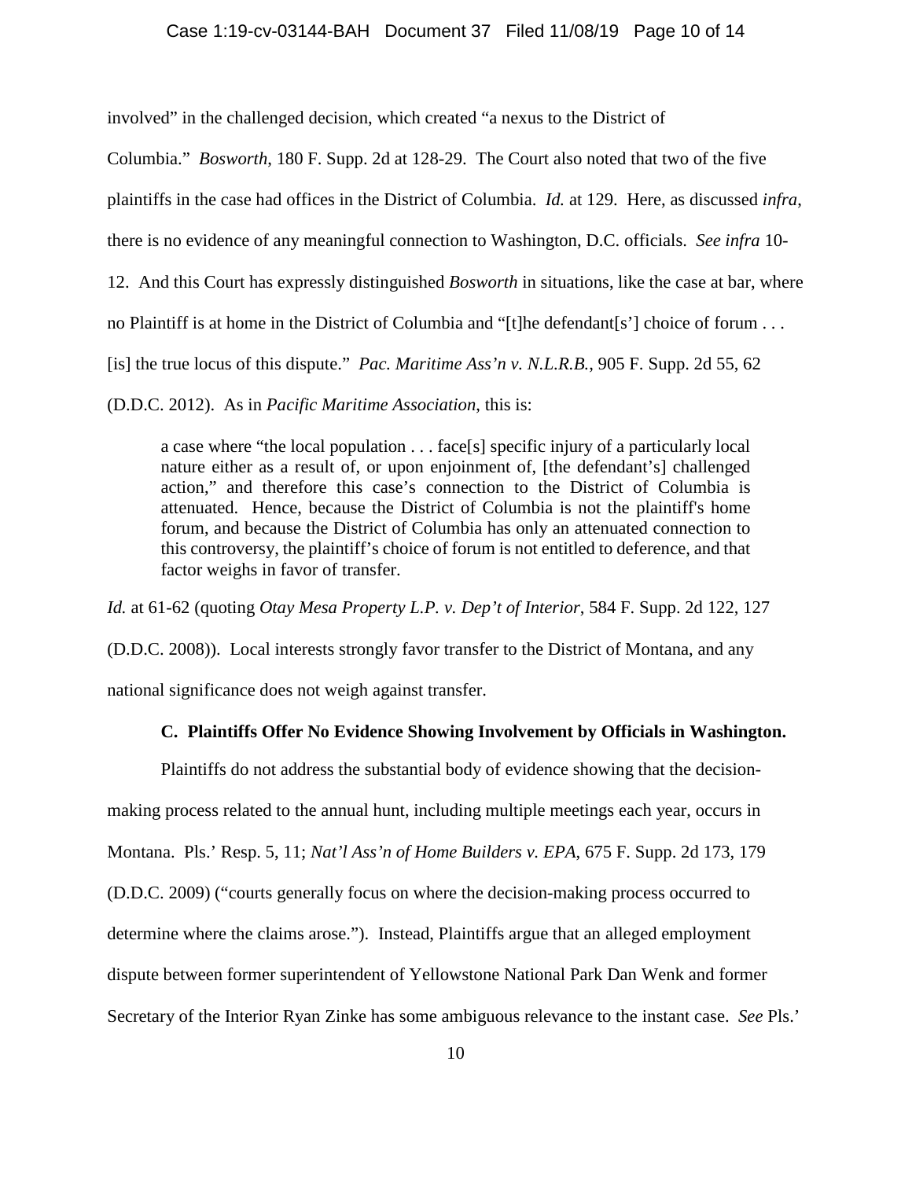involved" in the challenged decision, which created "a nexus to the District of Columbia." *Bosworth*, 180 F. Supp. 2d at 128-29. The Court also noted that two of the five plaintiffs in the case had offices in the District of Columbia. *Id.* at 129. Here, as discussed *infra*, there is no evidence of any meaningful connection to Washington, D.C. officials. *See infra* 10-12. And this Court has expressly distinguished *Bosworth* in situations, like the case at bar, where no Plaintiff is at home in the District of Columbia and "[t]he defendant[s'] choice of forum . . . [is] the true locus of this dispute." *Pac. Maritime Ass'n v. N.L.R.B.*, 905 F. Supp. 2d 55, 62 (D.D.C. 2012). As in *Pacific Maritime Association*, this is:

> a case where "the local population . . . face[s] specific injury of a particularly local nature either as a result of, or upon enjoinment of, [the defendant's] challenged action," and therefore this case's connection to the District of Columbia is attenuated. Hence, because the District of Columbia is not the plaintiff's home forum, and because the District of Columbia has only an attenuated connection to this controversy, the plaintiff's choice of forum is not entitled to deference, and that factor weighs in favor of transfer.

*Id.* at 61-62 (quoting *Otay Mesa Property L.P. v. Dep't of Interior*, 584 F. Supp. 2d 122, 127 (D.D.C. 2008)). Local interests strongly favor transfer to the District of Montana, and any national significance does not weigh against transfer.

### C. Plaintiffs Offer No Evidence Showing Involvement by Officials in Washington.

Plaintiffs do not address the substantial body of evidence showing that the decision-making process related to the annual hunt, including multiple meetings each year, occurs in Montana. Pls.' Resp. 5, 11; *Nat'l Ass'n of Home Builders v. EPA*, 675 F. Supp. 2d 173, 179 (D.D.C. 2009) ("courts generally focus on where the decision-making process occurred to determine where the claims arose."). Instead, Plaintiffs argue that an alleged employment dispute between former superintendent of Yellowstone National Park Dan Wenk and former Secretary of the Interior Ryan Zinke has some ambiguous relevance to the instant case. *See* Pls.'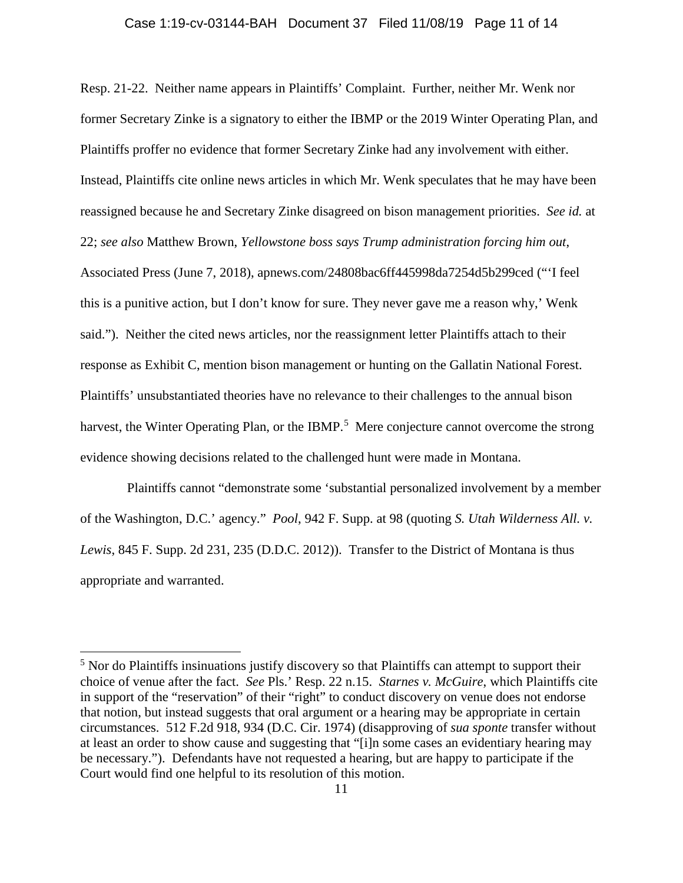Resp. 21-22. Neither name appears in Plaintiffs' Complaint. Further, neither Mr. Wenk nor former Secretary Zinke is a signatory to either the IBMP or the 2019 Winter Operating Plan, and Plaintiffs proffer no evidence that former Secretary Zinke had any involvement with either. Instead, Plaintiffs cite online news articles in which Mr. Wenk speculates that he may have been reassigned because he and Secretary Zinke disagreed on bison management priorities. *See id.* at 22; *see also* Matthew Brown, *Yellowstone boss says Trump administration forcing him out*, Associated Press (June 7, 2018), apnews.com/24808bac6ff445998da7254d5b299ced ("'I feel this is a punitive action, but I don't know for sure. They never gave me a reason why,' Wenk said."). Neither the cited news articles, nor the reassignment letter Plaintiffs attach to their response as Exhibit C, mention bison management or hunting on the Gallatin National Forest. Plaintiffs' unsubstantiated theories have no relevance to their challenges to the annual bison harvest, the Winter Operating Plan, or the IBMP.[5] Mere conjecture cannot overcome the strong evidence showing decisions related to the challenged hunt were made in Montana.

Plaintiffs cannot "demonstrate some 'substantial personalized involvement by a member of the Washington, D.C.' agency." *Pool*, 942 F. Supp. at 98 (quoting *S. Utah Wilderness All. v. Lewis*, 845 F. Supp. 2d 231, 235 (D.D.C. 2012)). Transfer to the District of Montana is thus appropriate and warranted.

---

[5] Nor do Plaintiffs insinuations justify discovery so that Plaintiffs can attempt to support their choice of venue after the fact. *See* Pls.' Resp. 22 n.15. *Starnes v. McGuire*, which Plaintiffs cite in support of the "reservation" of their "right" to conduct discovery on venue does not endorse that notion, but instead suggests that oral argument or a hearing may be appropriate in certain circumstances. 512 F.2d 918, 934 (D.C. Cir. 1974) (disapproving of *sua sponte* transfer without at least an order to show cause and suggesting that "[i]n some cases an evidentiary hearing may be necessary."). Defendants have not requested a hearing, but are happy to participate if the Court would find one helpful to its resolution of this motion.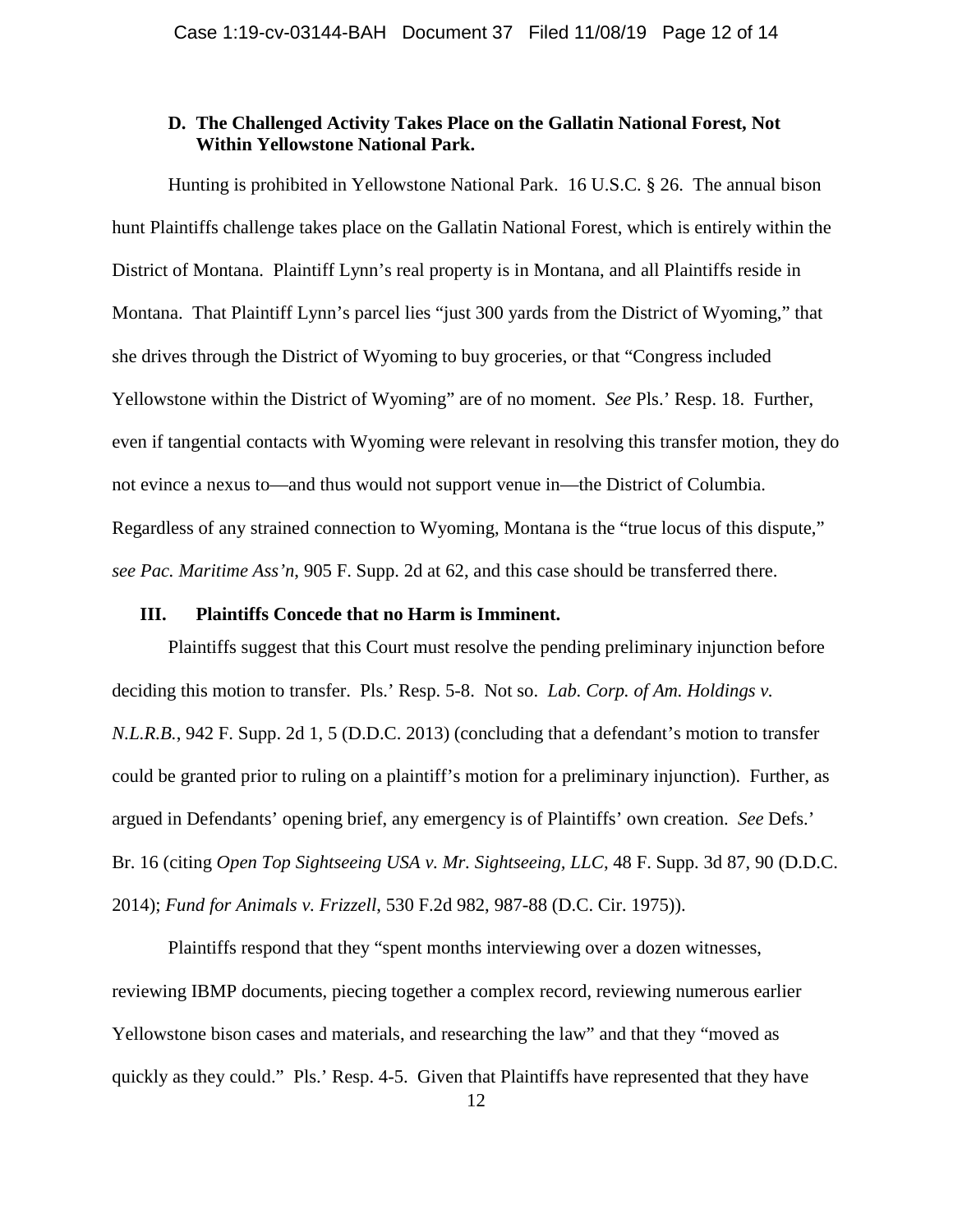### D. The Challenged Activity Takes Place on the Gallatin National Forest, Not Within Yellowstone National Park.

Hunting is prohibited in Yellowstone National Park. 16 U.S.C. § 26. The annual bison hunt Plaintiffs challenge takes place on the Gallatin National Forest, which is entirely within the District of Montana. Plaintiff Lynn's real property is in Montana, and all Plaintiffs reside in Montana. That Plaintiff Lynn's parcel lies "just 300 yards from the District of Wyoming," that she drives through the District of Wyoming to buy groceries, or that "Congress included Yellowstone within the District of Wyoming" are of no moment. *See* Pls.' Resp. 18. Further, even if tangential contacts with Wyoming were relevant in resolving this transfer motion, they do not evince a nexus to—and thus would not support venue in—the District of Columbia. Regardless of any strained connection to Wyoming, Montana is the "true locus of this dispute," *see Pac. Maritime Ass'n*, 905 F. Supp. 2d at 62, and this case should be transferred there.

## III. Plaintiffs Concede that no Harm is Imminent.

Plaintiffs suggest that this Court must resolve the pending preliminary injunction before deciding this motion to transfer. Pls.' Resp. 5-8. Not so. *Lab. Corp. of Am. Holdings v. N.L.R.B.*, 942 F. Supp. 2d 1, 5 (D.D.C. 2013) (concluding that a defendant's motion to transfer could be granted prior to ruling on a plaintiff's motion for a preliminary injunction). Further, as argued in Defendants' opening brief, any emergency is of Plaintiffs' own creation. *See* Defs.' Br. 16 (citing *Open Top Sightseeing USA v. Mr. Sightseeing, LLC*, 48 F. Supp. 3d 87, 90 (D.D.C. 2014); *Fund for Animals v. Frizzell*, 530 F.2d 982, 987-88 (D.C. Cir. 1975)).

Plaintiffs respond that they "spent months interviewing over a dozen witnesses, reviewing IBMP documents, piecing together a complex record, reviewing numerous earlier Yellowstone bison cases and materials, and researching the law" and that they "moved as quickly as they could." Pls.' Resp. 4-5. Given that Plaintiffs have represented that they have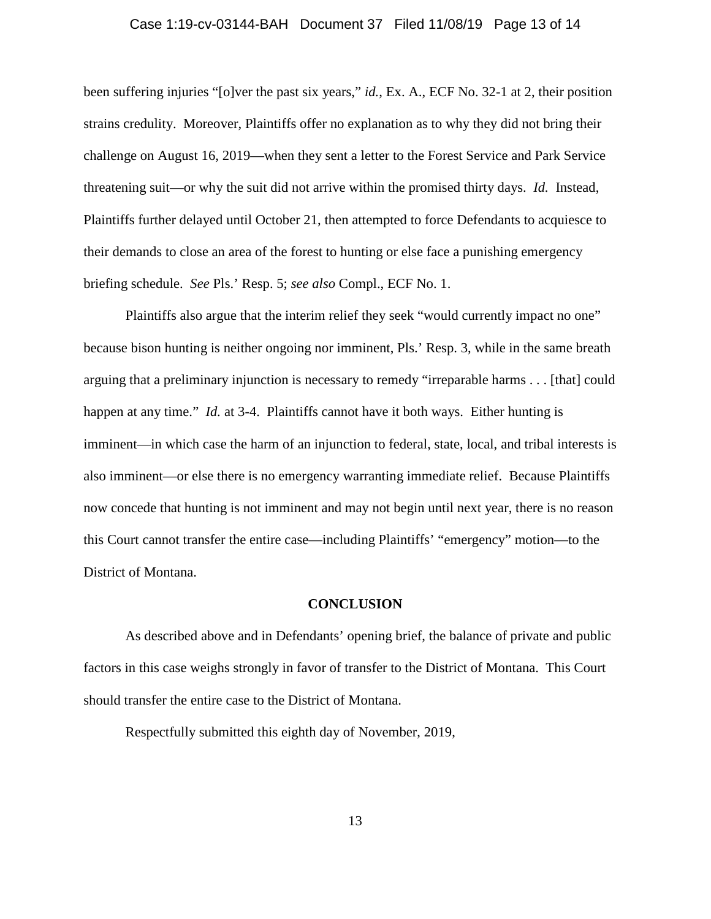been suffering injuries "[o]ver the past six years," *id.*, Ex. A., ECF No. 32-1 at 2, their position strains credulity. Moreover, Plaintiffs offer no explanation as to why they did not bring their challenge on August 16, 2019—when they sent a letter to the Forest Service and Park Service threatening suit—or why the suit did not arrive within the promised thirty days. *Id.* Instead, Plaintiffs further delayed until October 21, then attempted to force Defendants to acquiesce to their demands to close an area of the forest to hunting or else face a punishing emergency briefing schedule. *See* Pls.' Resp. 5; *see also* Compl., ECF No. 1.

Plaintiffs also argue that the interim relief they seek "would currently impact no one" because bison hunting is neither ongoing nor imminent, Pls.' Resp. 3, while in the same breath arguing that a preliminary injunction is necessary to remedy "irreparable harms . . . [that] could happen at any time." *Id.* at 3-4. Plaintiffs cannot have it both ways. Either hunting is imminent—in which case the harm of an injunction to federal, state, local, and tribal interests is also imminent—or else there is no emergency warranting immediate relief. Because Plaintiffs now concede that hunting is not imminent and may not begin until next year, there is no reason this Court cannot transfer the entire case—including Plaintiffs' "emergency" motion—to the District of Montana.

## CONCLUSION

As described above and in Defendants' opening brief, the balance of private and public factors in this case weighs strongly in favor of transfer to the District of Montana. This Court should transfer the entire case to the District of Montana.

Respectfully submitted this eighth day of November, 2019,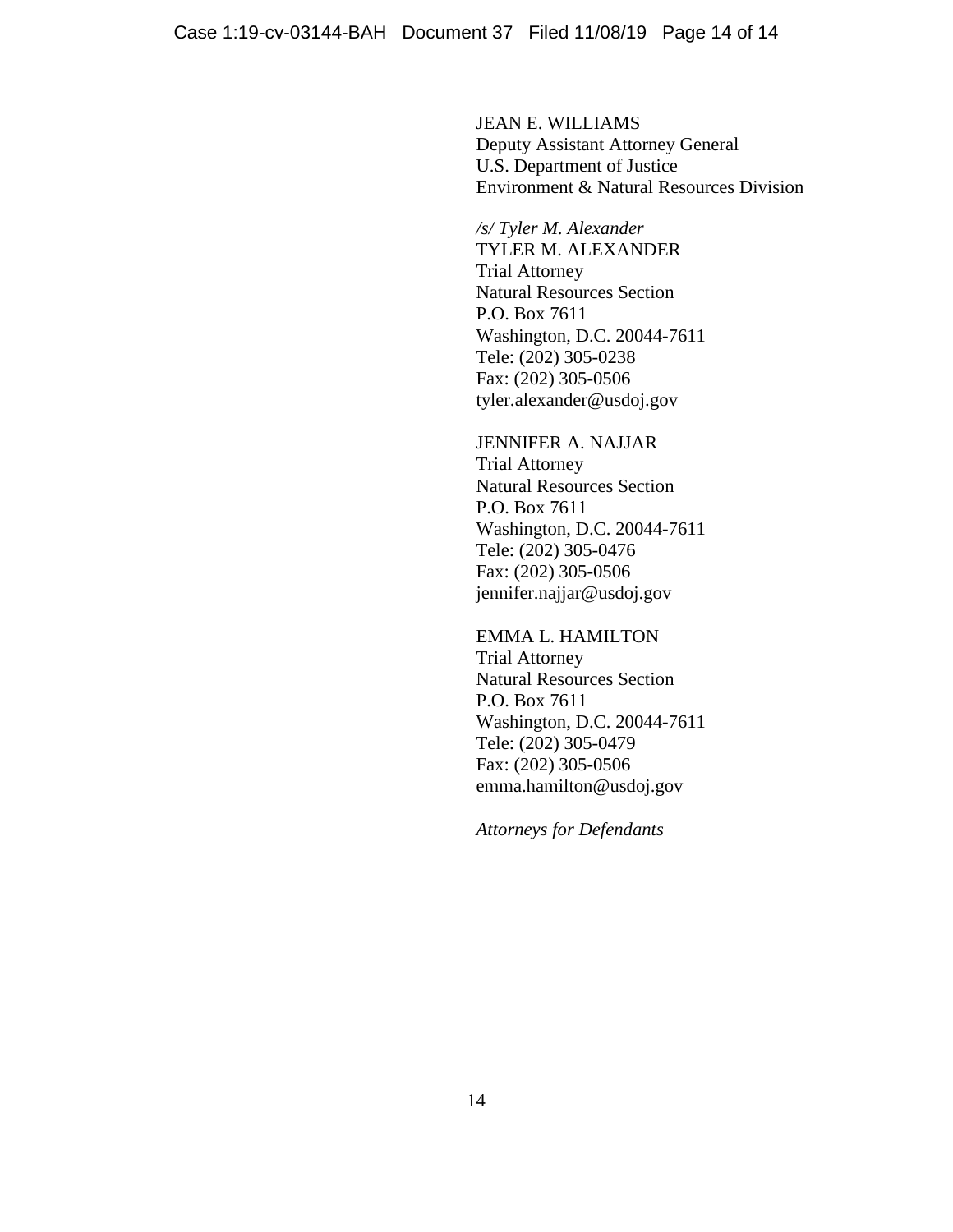JEAN E. WILLIAMS
Deputy Assistant Attorney General
U.S. Department of Justice
Environment & Natural Resources Division

*/s/ Tyler M. Alexander*
TYLER M. ALEXANDER
Trial Attorney
Natural Resources Section
P.O. Box 7611
Washington, D.C. 20044-7611
Tele: (202) 305-0238
Fax: (202) 305-0506
tyler.alexander@usdoj.gov

JENNIFER A. NAJJAR
Trial Attorney
Natural Resources Section
P.O. Box 7611
Washington, D.C. 20044-7611
Tele: (202) 305-0476
Fax: (202) 305-0506
jennifer.najjar@usdoj.gov

EMMA L. HAMILTON
Trial Attorney
Natural Resources Section
P.O. Box 7611
Washington, D.C. 20044-7611
Tele: (202) 305-0479
Fax: (202) 305-0506
emma.hamilton@usdoj.gov

*Attorneys for Defendants*